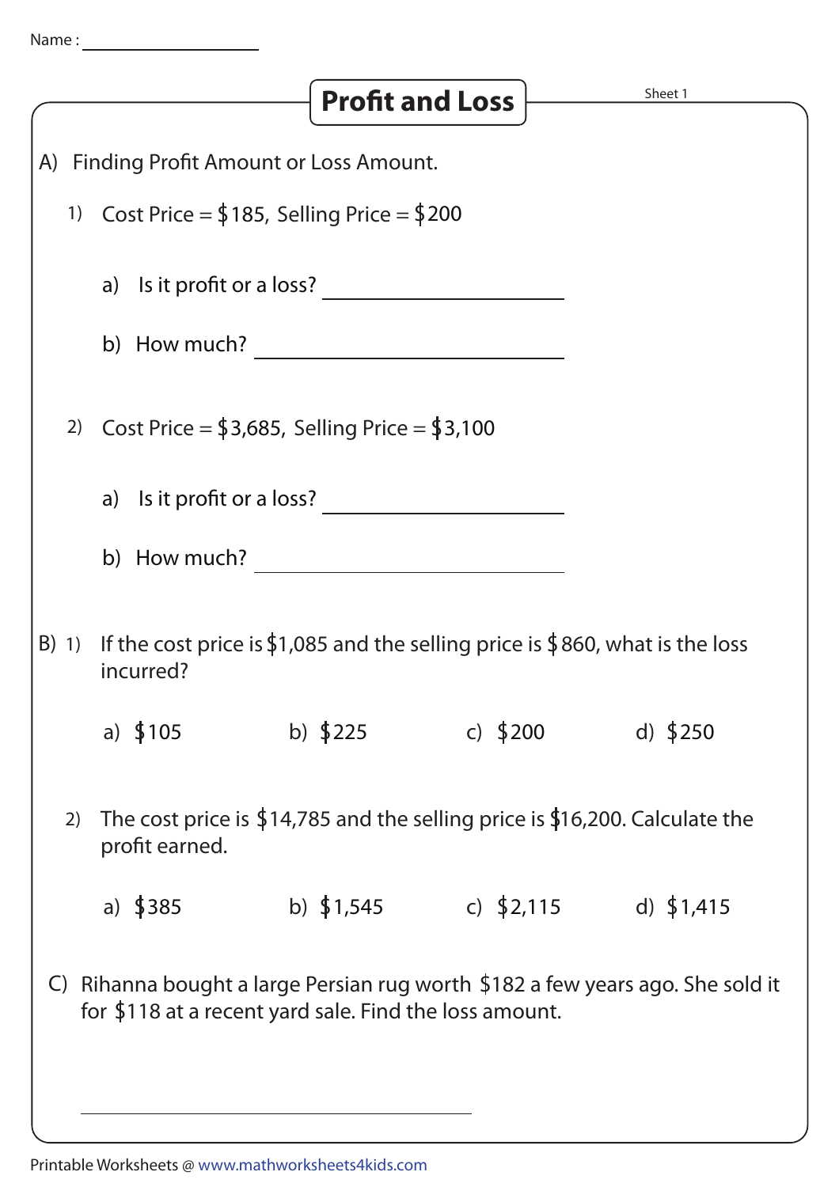Name : ________________

# Profit and Loss

Sheet 1

A) Finding Profit Amount or Loss Amount.

1) Cost Price = $185, Selling Price = $200

   a) Is it profit or a loss? ________________

   b) How much? ________________

2) Cost Price = $3,685, Selling Price = $3,100

   a) Is it profit or a loss? ________________

   b) How much? ________________

B) 1) If the cost price is $1,085 and the selling price is $860, what is the loss incurred?

   a) $105   b) $225   c) $200   d) $250

2) The cost price is $14,785 and the selling price is $16,200. Calculate the profit earned.

   a) $385   b) $1,545   c) $2,115   d) $1,415

C) Rihanna bought a large Persian rug worth $182 a few years ago. She sold it for $118 at a recent yard sale. Find the loss amount.

________________

Printable Worksheets @ www.mathworksheets4kids.com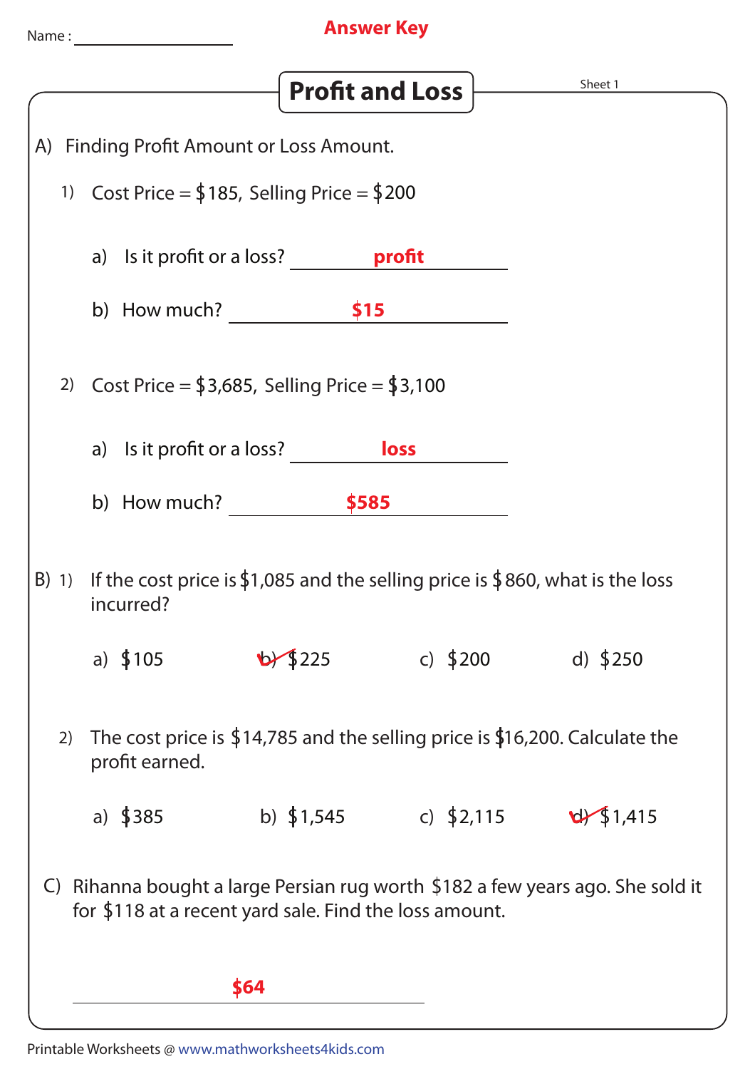Name : ____________

**Answer Key**

# Profit and Loss

Sheet 1

A) Finding Profit Amount or Loss Amount.

1) Cost Price = $185, Selling Price = $200

a) Is it profit or a loss? **profit**

b) How much? **$15**

2) Cost Price = $3,685, Selling Price = $3,100

a) Is it profit or a loss? **loss**

b) How much? **$585**

B) 1) If the cost price is $1,085 and the selling price is $860, what is the loss incurred?

a) $105 b) $225 ✓ c) $200 d) $250

2) The cost price is $14,785 and the selling price is $16,200. Calculate the profit earned.

a) $385 b) $1,545 c) $2,115 d) $1,415 ✓

C) Rihanna bought a large Persian rug worth $182 a few years ago. She sold it for $118 at a recent yard sale. Find the loss amount.

**$64**

Printable Worksheets @ www.mathworksheets4kids.com